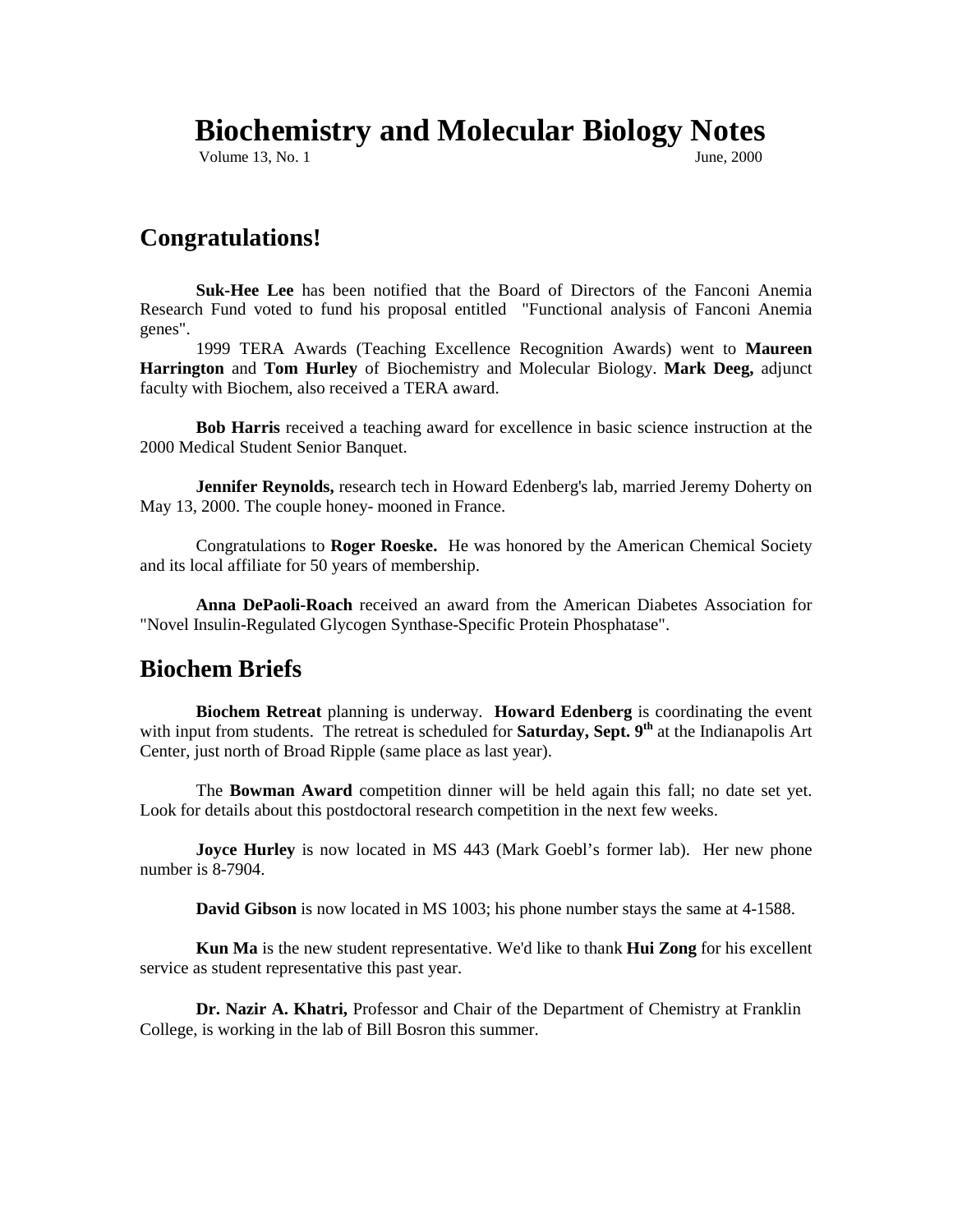# Biochemistry and Molecular Biology Notes

Volume 13, No. 1 June, 2000

## Congratulations!

**Suk-Hee Lee** has been notified that the Board of Directors of the Fanconi Anemia Research Fund voted to fund his proposal entitled "Functional analysis of Fanconi Anemia genes".

1999 TERA Awards (Teaching Excellence Recognition Awards) went to **Maureen Harrington** and **Tom Hurley** of Biochemistry and Molecular Biology. **Mark Deeg,** adjunct faculty with Biochem, also received a TERA award.

**Bob Harris** received a teaching award for excellence in basic science instruction at the 2000 Medical Student Senior Banquet.

**Jennifer Reynolds,** research tech in Howard Edenberg's lab, married Jeremy Doherty on May 13, 2000. The couple honey- mooned in France.

Congratulations to **Roger Roeske.** He was honored by the American Chemical Society and its local affiliate for 50 years of membership.

**Anna DePaoli-Roach** received an award from the American Diabetes Association for "Novel Insulin-Regulated Glycogen Synthase-Specific Protein Phosphatase".

## Biochem Briefs

**Biochem Retreat** planning is underway. **Howard Edenberg** is coordinating the event with input from students. The retreat is scheduled for **Saturday, Sept. 9th** at the Indianapolis Art Center, just north of Broad Ripple (same place as last year).

The **Bowman Award** competition dinner will be held again this fall; no date set yet. Look for details about this postdoctoral research competition in the next few weeks.

**Joyce Hurley** is now located in MS 443 (Mark Goebl's former lab). Her new phone number is 8-7904.

**David Gibson** is now located in MS 1003; his phone number stays the same at 4-1588.

**Kun Ma** is the new student representative. We'd like to thank **Hui Zong** for his excellent service as student representative this past year.

**Dr. Nazir A. Khatri,** Professor and Chair of the Department of Chemistry at Franklin College, is working in the lab of Bill Bosron this summer.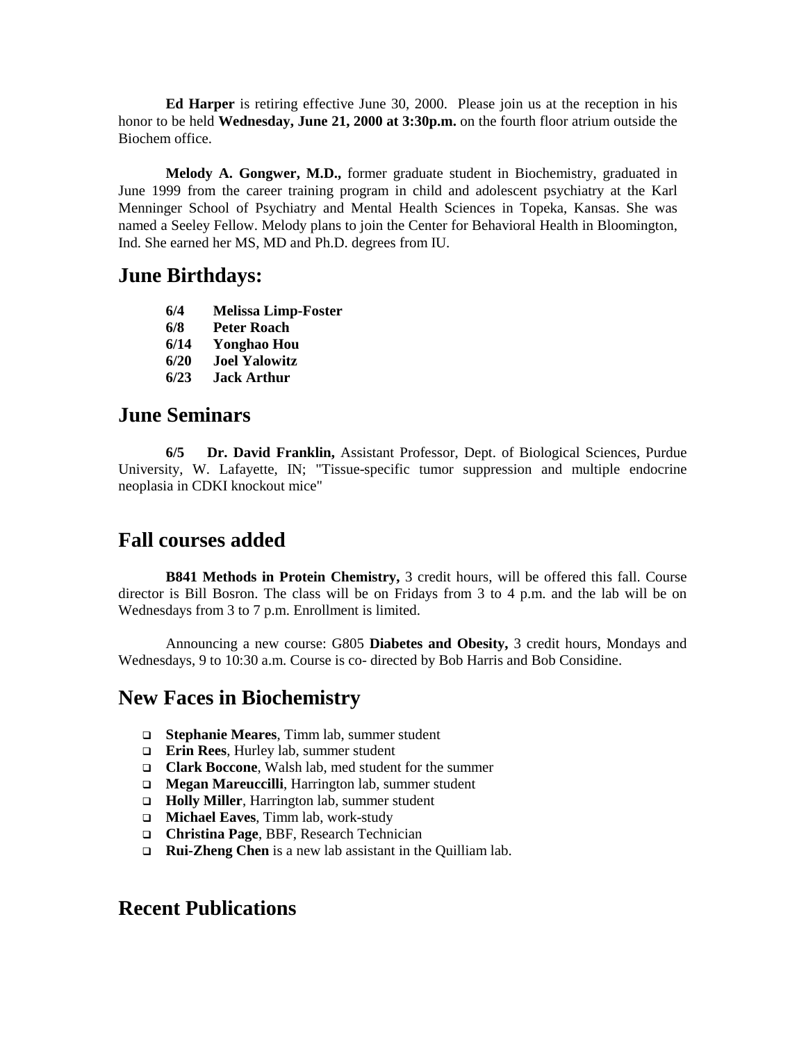**Ed Harper** is retiring effective June 30, 2000. Please join us at the reception in his honor to be held **Wednesday, June 21, 2000 at 3:30p.m.** on the fourth floor atrium outside the Biochem office.

**Melody A. Gongwer, M.D.,** former graduate student in Biochemistry, graduated in June 1999 from the career training program in child and adolescent psychiatry at the Karl Menninger School of Psychiatry and Mental Health Sciences in Topeka, Kansas. She was named a Seeley Fellow. Melody plans to join the Center for Behavioral Health in Bloomington, Ind. She earned her MS, MD and Ph.D. degrees from IU.

## June Birthdays:

**6/4 Melissa Limp-Foster**
**6/8 Peter Roach**
**6/14 Yonghao Hou**
**6/20 Joel Yalowitz**
**6/23 Jack Arthur**

## June Seminars

**6/5 Dr. David Franklin,** Assistant Professor, Dept. of Biological Sciences, Purdue University, W. Lafayette, IN; "Tissue-specific tumor suppression and multiple endocrine neoplasia in CDKI knockout mice"

## Fall courses added

**B841 Methods in Protein Chemistry,** 3 credit hours, will be offered this fall. Course director is Bill Bosron. The class will be on Fridays from 3 to 4 p.m. and the lab will be on Wednesdays from 3 to 7 p.m. Enrollment is limited.

Announcing a new course: G805 **Diabetes and Obesity,** 3 credit hours, Mondays and Wednesdays, 9 to 10:30 a.m. Course is co- directed by Bob Harris and Bob Considine.

## New Faces in Biochemistry

- **Stephanie Meares**, Timm lab, summer student
- **Erin Rees**, Hurley lab, summer student
- **Clark Boccone**, Walsh lab, med student for the summer
- **Megan Mareuccilli**, Harrington lab, summer student
- **Holly Miller**, Harrington lab, summer student
- **Michael Eaves**, Timm lab, work-study
- **Christina Page**, BBF, Research Technician
- **Rui-Zheng Chen** is a new lab assistant in the Quilliam lab.

## Recent Publications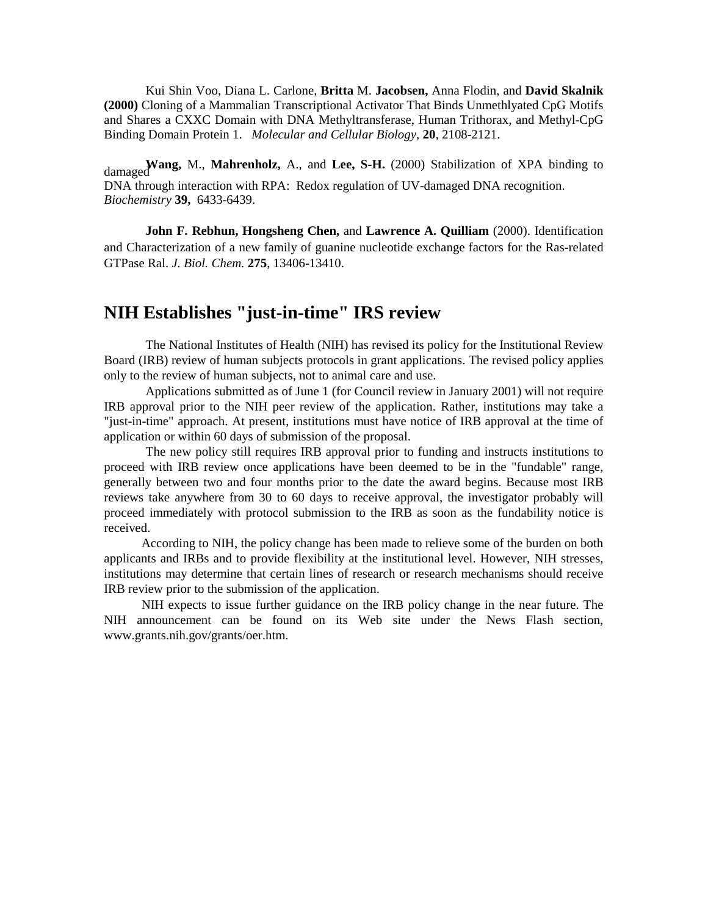Kui Shin Voo, Diana L. Carlone, **Britta** M. **Jacobsen,** Anna Flodin, and **David Skalnik (2000)** Cloning of a Mammalian Transcriptional Activator That Binds Unmethlyated CpG Motifs and Shares a CXXC Domain with DNA Methyltransferase, Human Trithorax, and Methyl-CpG Binding Domain Protein 1. *Molecular and Cellular Biology,* **20**, 2108-2121.

**Wang,** M., **Mahrenholz,** A., and **Lee, S-H.** (2000) Stabilization of XPA binding to damaged DNA through interaction with RPA: Redox regulation of UV-damaged DNA recognition. *Biochemistry* **39,** 6433-6439.

**John F. Rebhun, Hongsheng Chen,** and **Lawrence A. Quilliam** (2000). Identification and Characterization of a new family of guanine nucleotide exchange factors for the Ras-related GTPase Ral. *J. Biol. Chem.* **275**, 13406-13410.

## NIH Establishes "just-in-time" IRS review

The National Institutes of Health (NIH) has revised its policy for the Institutional Review Board (IRB) review of human subjects protocols in grant applications. The revised policy applies only to the review of human subjects, not to animal care and use.

Applications submitted as of June 1 (for Council review in January 2001) will not require IRB approval prior to the NIH peer review of the application. Rather, institutions may take a "just-in-time" approach. At present, institutions must have notice of IRB approval at the time of application or within 60 days of submission of the proposal.

The new policy still requires IRB approval prior to funding and instructs institutions to proceed with IRB review once applications have been deemed to be in the "fundable" range, generally between two and four months prior to the date the award begins. Because most IRB reviews take anywhere from 30 to 60 days to receive approval, the investigator probably will proceed immediately with protocol submission to the IRB as soon as the fundability notice is received.

According to NIH, the policy change has been made to relieve some of the burden on both applicants and IRBs and to provide flexibility at the institutional level. However, NIH stresses, institutions may determine that certain lines of research or research mechanisms should receive IRB review prior to the submission of the application.

NIH expects to issue further guidance on the IRB policy change in the near future. The NIH announcement can be found on its Web site under the News Flash section, www.grants.nih.gov/grants/oer.htm.